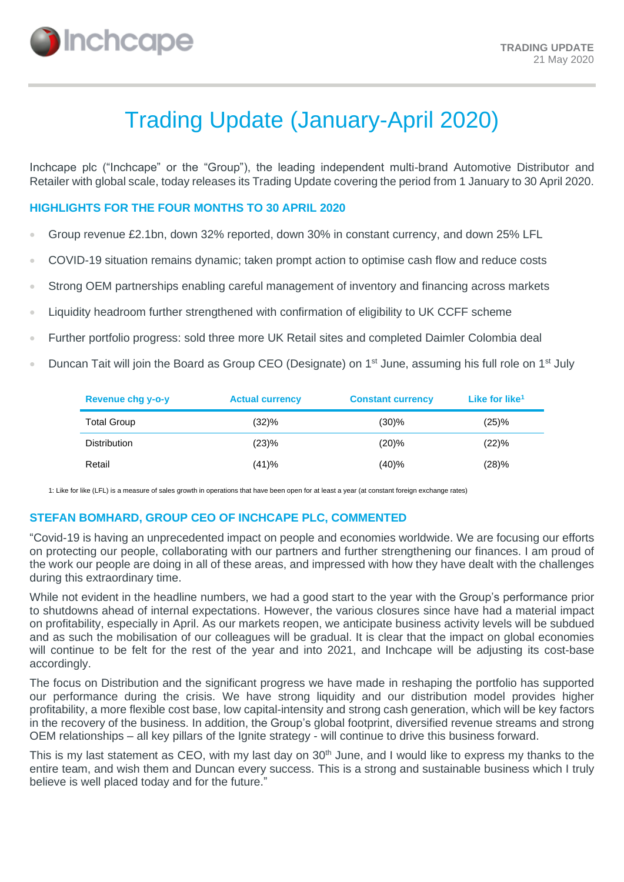# Trading Update (January-April 2020)

Inchcape plc ("Inchcape" or the "Group"), the leading independent multi-brand Automotive Distributor and Retailer with global scale, today releases its Trading Update covering the period from 1 January to 30 April 2020.

## HIGHLIGHTS FOR THE FOUR MONTHS TO 30 APRIL 2020

- Group revenue £2.1bn, down 32% reported, down 30% in constant currency, and down 25% LFL
- COVID-19 situation remains dynamic; taken prompt action to optimise cash flow and reduce costs
- Strong OEM partnerships enabling careful management of inventory and financing across markets
- Liquidity headroom further strengthened with confirmation of eligibility to UK CCFF scheme
- Further portfolio progress: sold three more UK Retail sites and completed Daimler Colombia deal
- Duncan Tait will join the Board as Group CEO (Designate) on 1st June, assuming his full role on 1st July

| Revenue chg y-o-y | Actual currency | Constant currency | Like for like[1] |
|---|---|---|---|
| Total Group | (32)% | (30)% | (25)% |
| Distribution | (23)% | (20)% | (22)% |
| Retail | (41)% | (40)% | (28)% |

1: Like for like (LFL) is a measure of sales growth in operations that have been open for at least a year (at constant foreign exchange rates)

## STEFAN BOMHARD, GROUP CEO OF INCHCAPE PLC, COMMENTED

"Covid-19 is having an unprecedented impact on people and economies worldwide. We are focusing our efforts on protecting our people, collaborating with our partners and further strengthening our finances. I am proud of the work our people are doing in all of these areas, and impressed with how they have dealt with the challenges during this extraordinary time.

While not evident in the headline numbers, we had a good start to the year with the Group's performance prior to shutdowns ahead of internal expectations. However, the various closures since have had a material impact on profitability, especially in April. As our markets reopen, we anticipate business activity levels will be subdued and as such the mobilisation of our colleagues will be gradual. It is clear that the impact on global economies will continue to be felt for the rest of the year and into 2021, and Inchcape will be adjusting its cost-base accordingly.

The focus on Distribution and the significant progress we have made in reshaping the portfolio has supported our performance during the crisis. We have strong liquidity and our distribution model provides higher profitability, a more flexible cost base, low capital-intensity and strong cash generation, which will be key factors in the recovery of the business. In addition, the Group's global footprint, diversified revenue streams and strong OEM relationships – all key pillars of the Ignite strategy - will continue to drive this business forward.

This is my last statement as CEO, with my last day on 30th June, and I would like to express my thanks to the entire team, and wish them and Duncan every success. This is a strong and sustainable business which I truly believe is well placed today and for the future."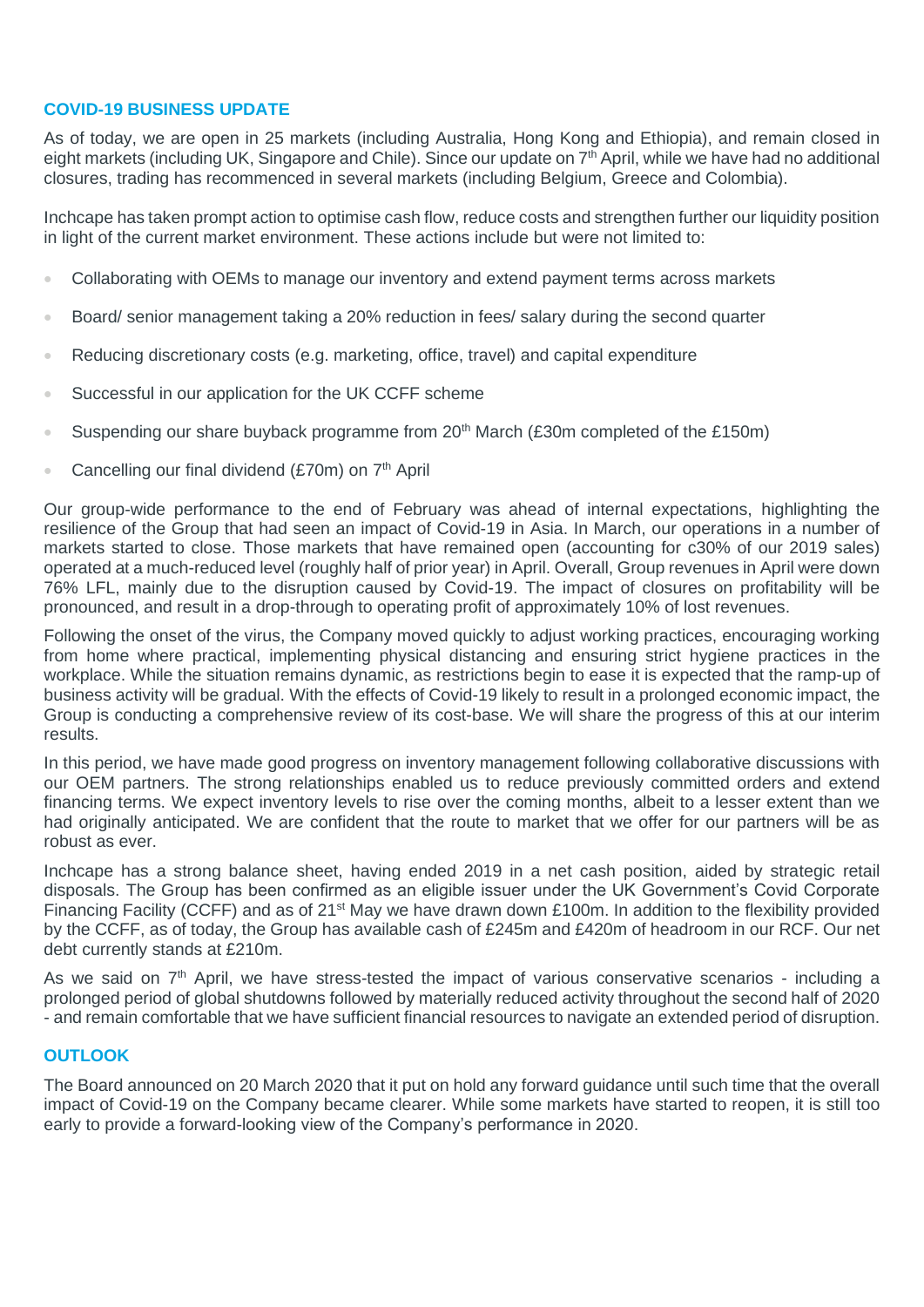## COVID-19 BUSINESS UPDATE

As of today, we are open in 25 markets (including Australia, Hong Kong and Ethiopia), and remain closed in eight markets (including UK, Singapore and Chile). Since our update on 7th April, while we have had no additional closures, trading has recommenced in several markets (including Belgium, Greece and Colombia).

Inchcape has taken prompt action to optimise cash flow, reduce costs and strengthen further our liquidity position in light of the current market environment. These actions include but were not limited to:

- Collaborating with OEMs to manage our inventory and extend payment terms across markets
- Board/ senior management taking a 20% reduction in fees/ salary during the second quarter
- Reducing discretionary costs (e.g. marketing, office, travel) and capital expenditure
- Successful in our application for the UK CCFF scheme
- Suspending our share buyback programme from 20th March (£30m completed of the £150m)
- Cancelling our final dividend (£70m) on 7th April

Our group-wide performance to the end of February was ahead of internal expectations, highlighting the resilience of the Group that had seen an impact of Covid-19 in Asia. In March, our operations in a number of markets started to close. Those markets that have remained open (accounting for c30% of our 2019 sales) operated at a much-reduced level (roughly half of prior year) in April. Overall, Group revenues in April were down 76% LFL, mainly due to the disruption caused by Covid-19. The impact of closures on profitability will be pronounced, and result in a drop-through to operating profit of approximately 10% of lost revenues.

Following the onset of the virus, the Company moved quickly to adjust working practices, encouraging working from home where practical, implementing physical distancing and ensuring strict hygiene practices in the workplace. While the situation remains dynamic, as restrictions begin to ease it is expected that the ramp-up of business activity will be gradual. With the effects of Covid-19 likely to result in a prolonged economic impact, the Group is conducting a comprehensive review of its cost-base. We will share the progress of this at our interim results.

In this period, we have made good progress on inventory management following collaborative discussions with our OEM partners. The strong relationships enabled us to reduce previously committed orders and extend financing terms. We expect inventory levels to rise over the coming months, albeit to a lesser extent than we had originally anticipated. We are confident that the route to market that we offer for our partners will be as robust as ever.

Inchcape has a strong balance sheet, having ended 2019 in a net cash position, aided by strategic retail disposals. The Group has been confirmed as an eligible issuer under the UK Government's Covid Corporate Financing Facility (CCFF) and as of 21st May we have drawn down £100m. In addition to the flexibility provided by the CCFF, as of today, the Group has available cash of £245m and £420m of headroom in our RCF. Our net debt currently stands at £210m.

As we said on 7th April, we have stress-tested the impact of various conservative scenarios - including a prolonged period of global shutdowns followed by materially reduced activity throughout the second half of 2020 - and remain comfortable that we have sufficient financial resources to navigate an extended period of disruption.

## OUTLOOK

The Board announced on 20 March 2020 that it put on hold any forward guidance until such time that the overall impact of Covid-19 on the Company became clearer. While some markets have started to reopen, it is still too early to provide a forward-looking view of the Company's performance in 2020.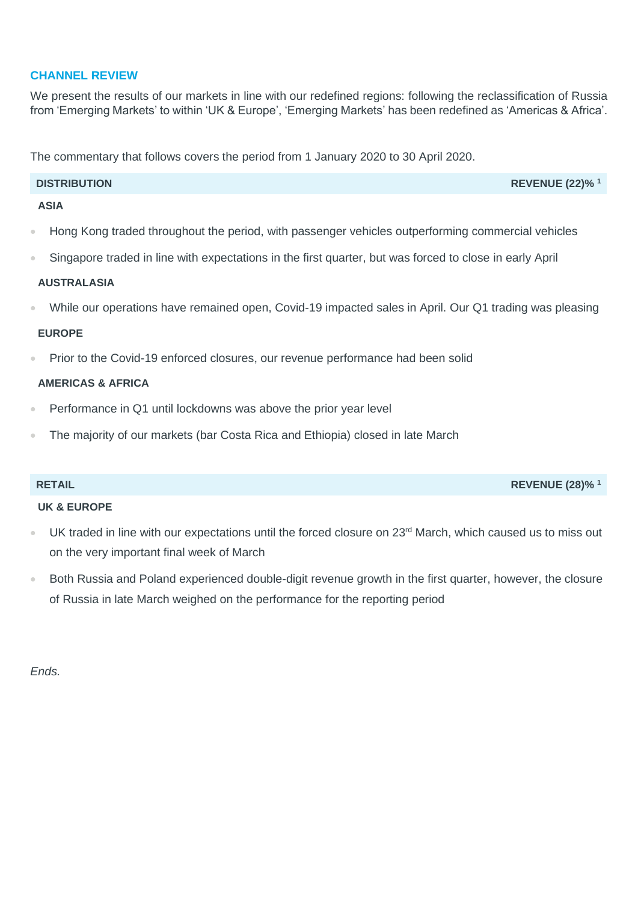## CHANNEL REVIEW

We present the results of our markets in line with our redefined regions: following the reclassification of Russia from 'Emerging Markets' to within 'UK & Europe', 'Emerging Markets' has been redefined as 'Americas & Africa'.

The commentary that follows covers the period from 1 January 2020 to 30 April 2020.

### DISTRIBUTION — REVENUE (22)% [1]

**ASIA**

- Hong Kong traded throughout the period, with passenger vehicles outperforming commercial vehicles
- Singapore traded in line with expectations in the first quarter, but was forced to close in early April

**AUSTRALASIA**

- While our operations have remained open, Covid-19 impacted sales in April. Our Q1 trading was pleasing

**EUROPE**

- Prior to the Covid-19 enforced closures, our revenue performance had been solid

**AMERICAS & AFRICA**

- Performance in Q1 until lockdowns was above the prior year level
- The majority of our markets (bar Costa Rica and Ethiopia) closed in late March

### RETAIL — REVENUE (28)% [1]

**UK & EUROPE**

- UK traded in line with our expectations until the forced closure on 23rd March, which caused us to miss out on the very important final week of March
- Both Russia and Poland experienced double-digit revenue growth in the first quarter, however, the closure of Russia in late March weighed on the performance for the reporting period

*Ends.*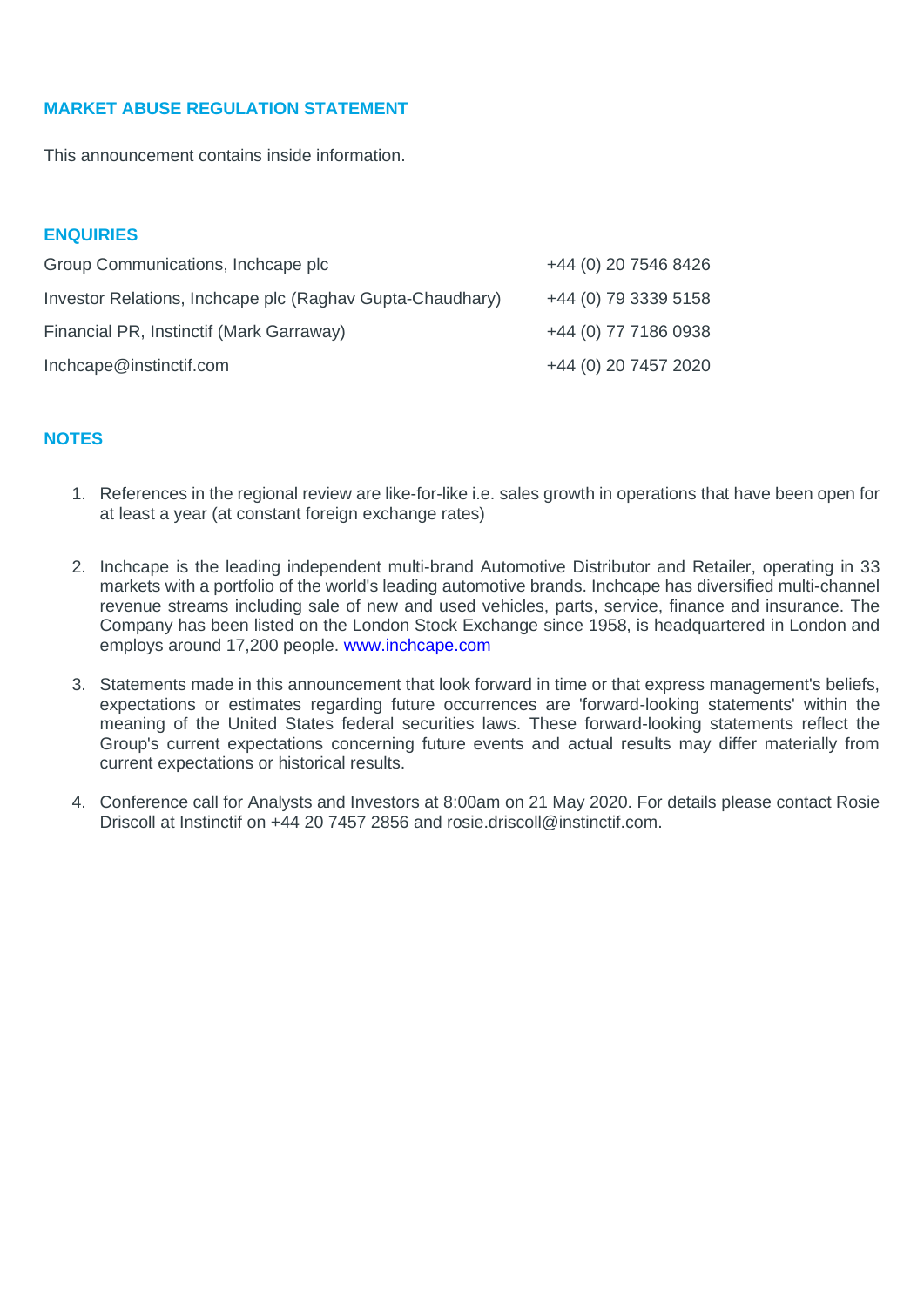## MARKET ABUSE REGULATION STATEMENT

This announcement contains inside information.

## ENQUIRIES

| | |
|---|---|
| Group Communications, Inchcape plc | +44 (0) 20 7546 8426 |
| Investor Relations, Inchcape plc (Raghav Gupta-Chaudhary) | +44 (0) 79 3339 5158 |
| Financial PR, Instinctif (Mark Garraway) | +44 (0) 77 7186 0938 |
| Inchcape@instinctif.com | +44 (0) 20 7457 2020 |

## NOTES

1. References in the regional review are like-for-like i.e. sales growth in operations that have been open for at least a year (at constant foreign exchange rates)

2. Inchcape is the leading independent multi-brand Automotive Distributor and Retailer, operating in 33 markets with a portfolio of the world's leading automotive brands. Inchcape has diversified multi-channel revenue streams including sale of new and used vehicles, parts, service, finance and insurance. The Company has been listed on the London Stock Exchange since 1958, is headquartered in London and employs around 17,200 people. www.inchcape.com

3. Statements made in this announcement that look forward in time or that express management's beliefs, expectations or estimates regarding future occurrences are 'forward-looking statements' within the meaning of the United States federal securities laws. These forward-looking statements reflect the Group's current expectations concerning future events and actual results may differ materially from current expectations or historical results.

4. Conference call for Analysts and Investors at 8:00am on 21 May 2020. For details please contact Rosie Driscoll at Instinctif on +44 20 7457 2856 and rosie.driscoll@instinctif.com.